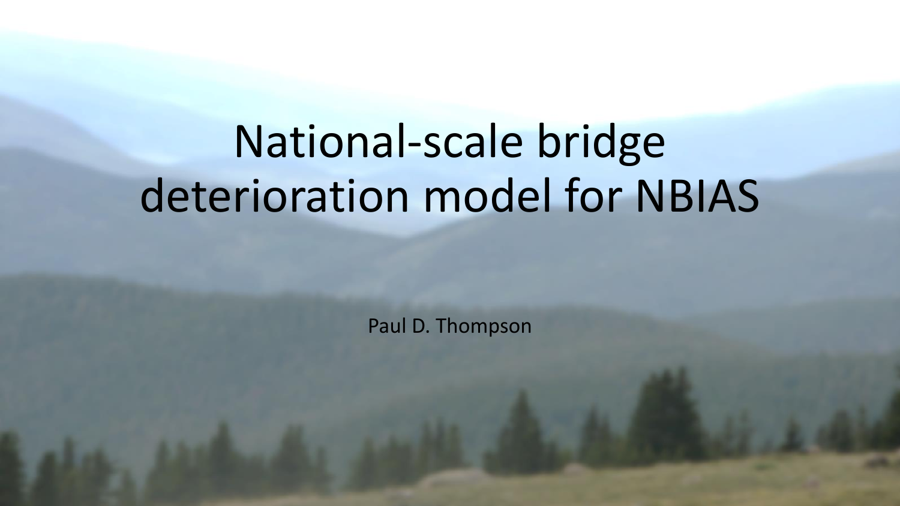# National-scale bridge deterioration model for NBIAS

Paul D. Thompson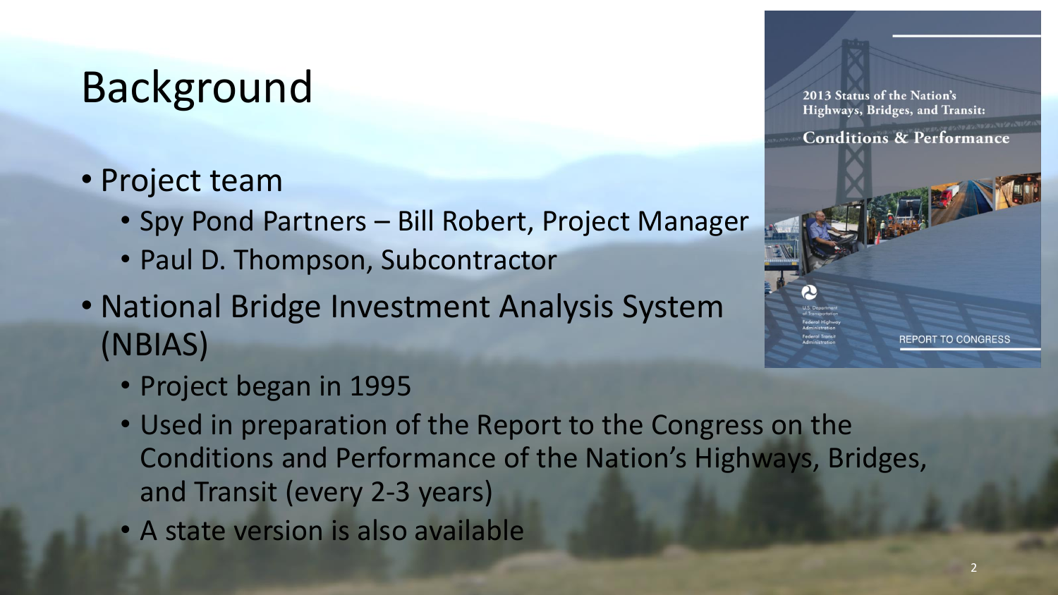# Background

- Project team
  - Spy Pond Partners – Bill Robert, Project Manager
  - Paul D. Thompson, Subcontractor
- National Bridge Investment Analysis System (NBIAS)
  - Project began in 1995
  - Used in preparation of the Report to the Congress on the Conditions and Performance of the Nation's Highways, Bridges, and Transit (every 2-3 years)
  - A state version is also available

2013 Status of the Nation's Highways, Bridges, and Transit:

Conditions & Performance

U.S. Department of Transportation

Federal Highway Administration

Federal Transit Administration

REPORT TO CONGRESS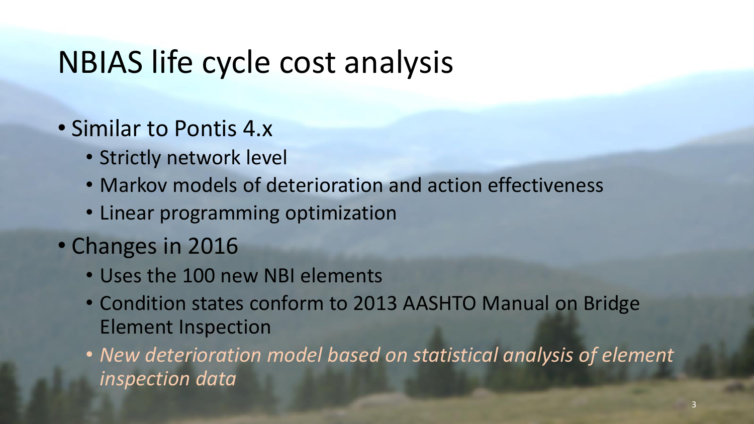# NBIAS life cycle cost analysis

- Similar to Pontis 4.x
  - Strictly network level
  - Markov models of deterioration and action effectiveness
  - Linear programming optimization
- Changes in 2016
  - Uses the 100 new NBI elements
  - Condition states conform to 2013 AASHTO Manual on Bridge Element Inspection
  - *New deterioration model based on statistical analysis of element inspection data*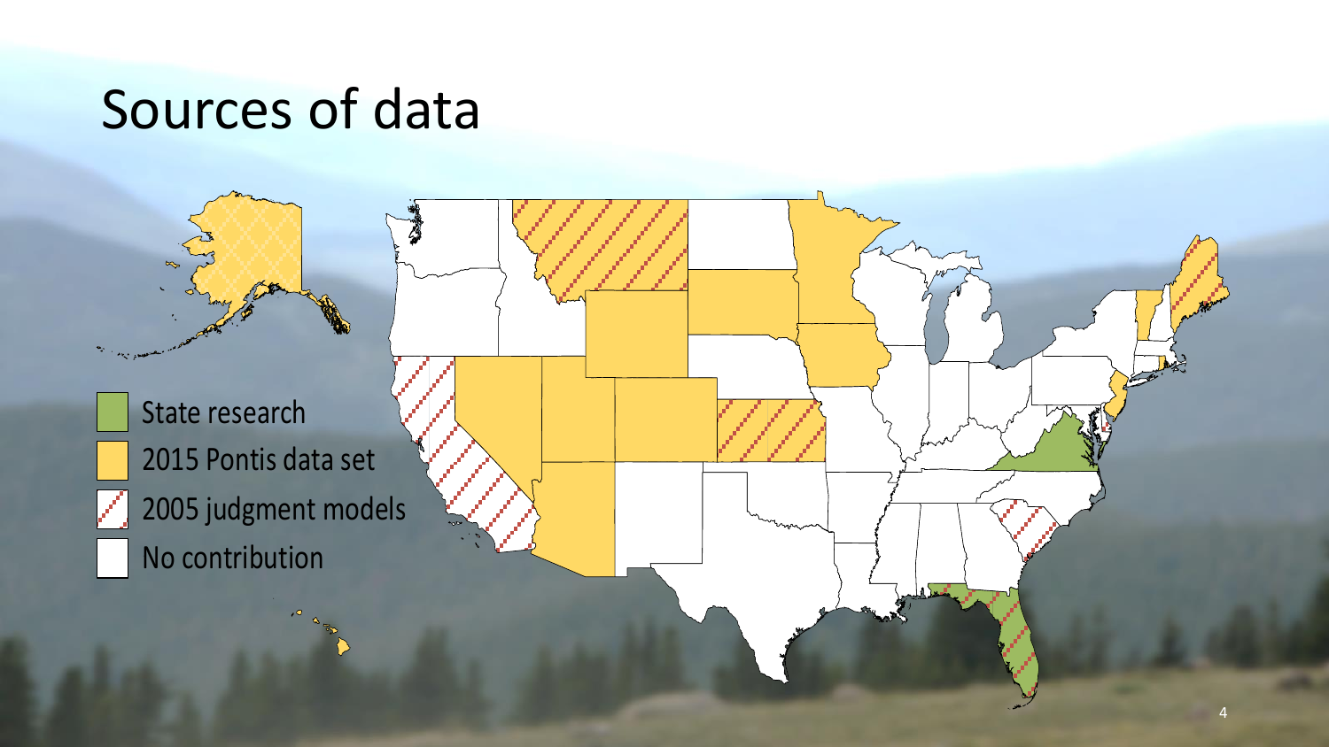# Sources of data

- State research
- 2015 Pontis data set
- 2005 judgment models
- No contribution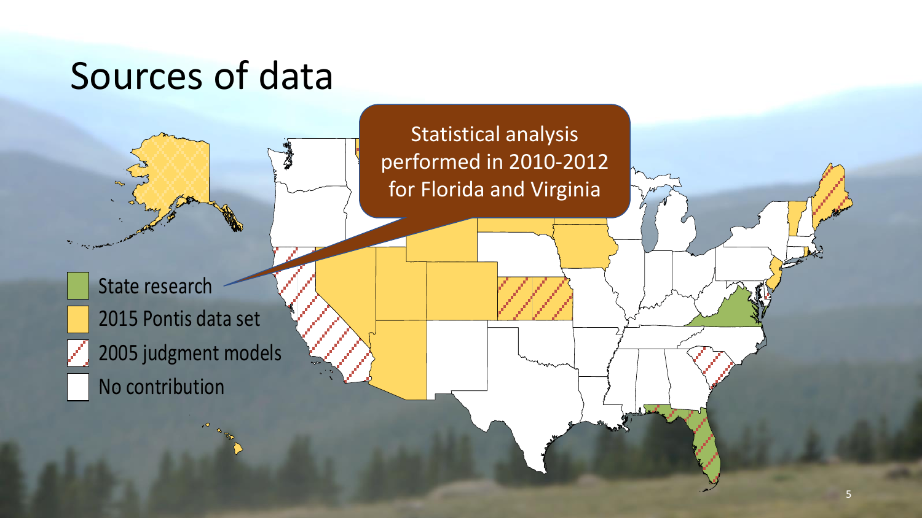# Sources of data

Statistical analysis performed in 2010-2012 for Florida and Virginia

- State research
- 2015 Pontis data set
- 2005 judgment models
- No contribution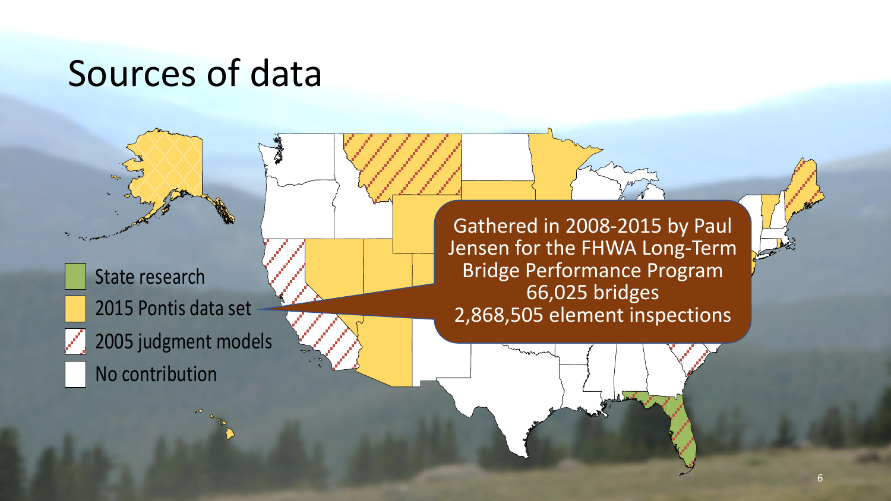# Sources of data

- State research
- 2015 Pontis data set
- 2005 judgment models
- No contribution

Gathered in 2008-2015 by Paul Jensen for the FHWA Long-Term Bridge Performance Program
66,025 bridges
2,868,505 element inspections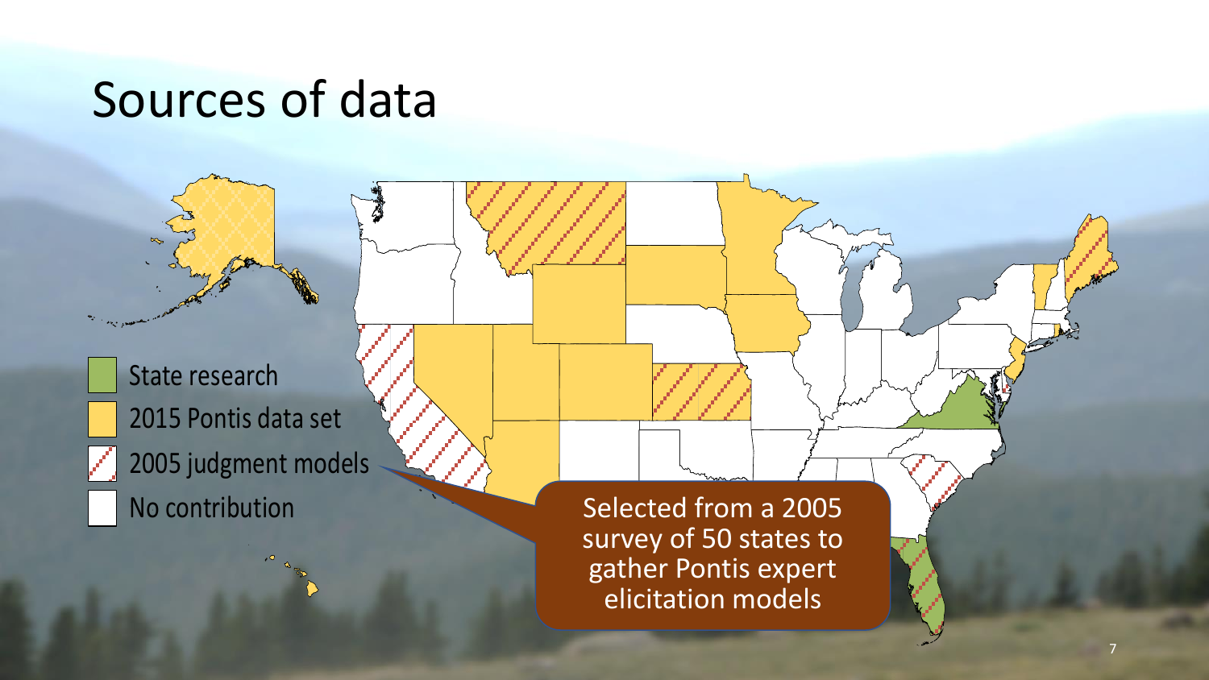# Sources of data

- State research
- 2015 Pontis data set
- 2005 judgment models
- No contribution

Selected from a 2005 survey of 50 states to gather Pontis expert elicitation models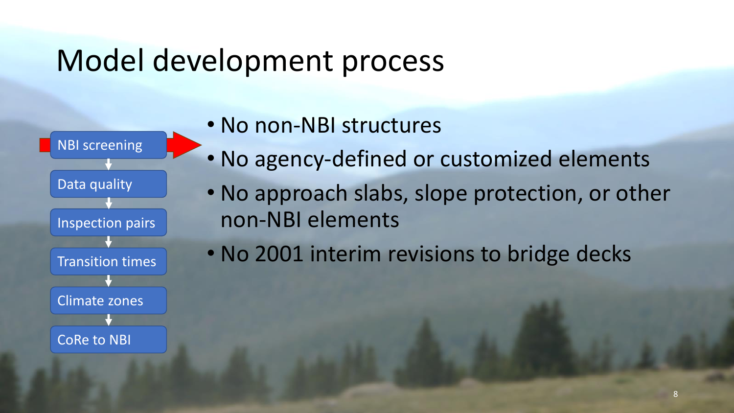# Model development process

- NBI screening
- Data quality
- Inspection pairs
- Transition times
- Climate zones
- CoRe to NBI

- No non-NBI structures
- No agency-defined or customized elements
- No approach slabs, slope protection, or other non-NBI elements
- No 2001 interim revisions to bridge decks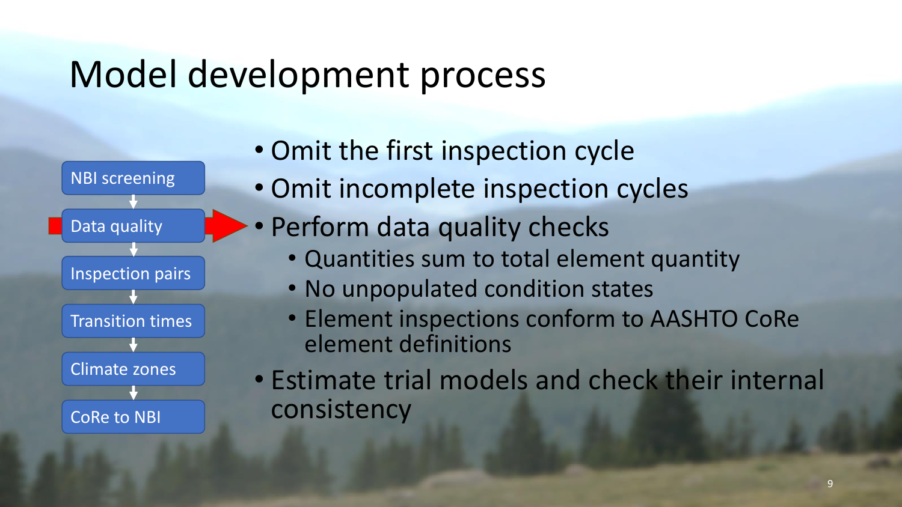# Model development process

- NBI screening
- Data quality
- Inspection pairs
- Transition times
- Climate zones
- CoRe to NBI

- Omit the first inspection cycle
- Omit incomplete inspection cycles
- Perform data quality checks
  - Quantities sum to total element quantity
  - No unpopulated condition states
  - Element inspections conform to AASHTO CoRe element definitions
- Estimate trial models and check their internal consistency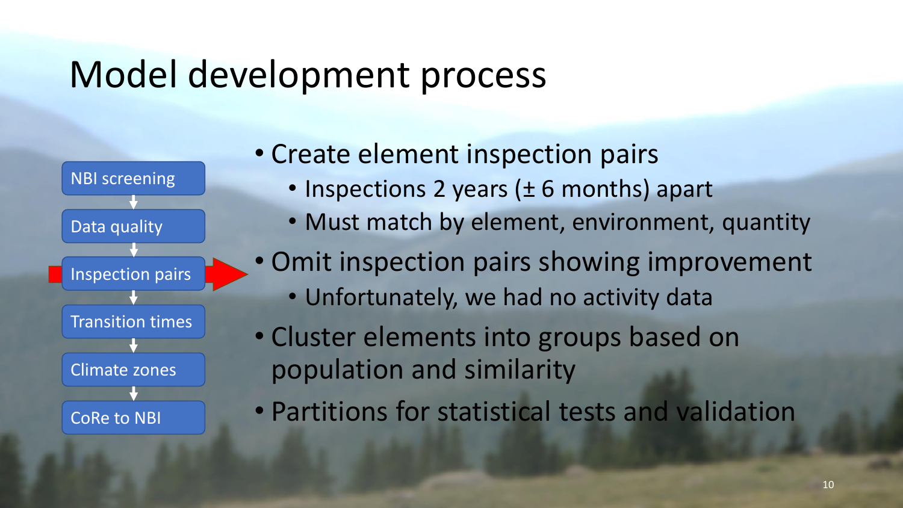# Model development process

- NBI screening
- Data quality
- Inspection pairs
- Transition times
- Climate zones
- CoRe to NBI

---

- Create element inspection pairs
  - Inspections 2 years (± 6 months) apart
  - Must match by element, environment, quantity
- Omit inspection pairs showing improvement
  - Unfortunately, we had no activity data
- Cluster elements into groups based on population and similarity
- Partitions for statistical tests and validation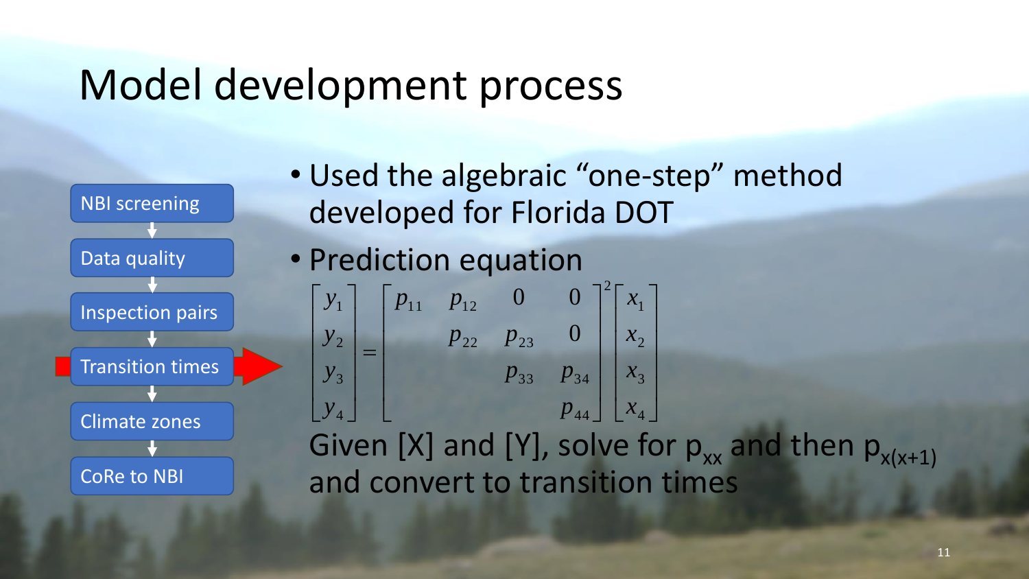# Model development process

- NBI screening
- Data quality
- Inspection pairs
- **Transition times**
- Climate zones
- CoRe to NBI

- Used the algebraic "one-step" method developed for Florida DOT
- Prediction equation

$$
\begin{bmatrix} y_1 \\ y_2 \\ y_3 \\ y_4 \end{bmatrix} = \begin{bmatrix} p_{11} & p_{12} & 0 & 0 \\ & p_{22} & p_{23} & 0 \\ & & p_{33} & p_{34} \\ & & & p_{44} \end{bmatrix}^2 \begin{bmatrix} x_1 \\ x_2 \\ x_3 \\ x_4 \end{bmatrix}
$$

Given [X] and [Y], solve for $p_{xx}$ and then $p_{x(x+1)}$ and convert to transition times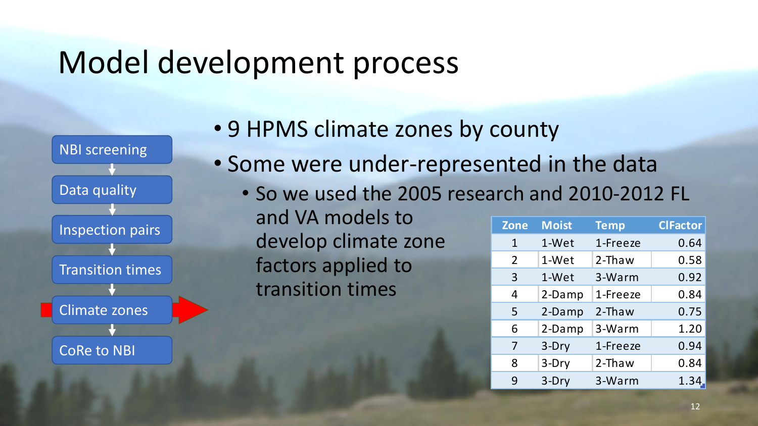# Model development process

- NBI screening
- Data quality
- Inspection pairs
- Transition times
- Climate zones
- CoRe to NBI

- 9 HPMS climate zones by county
- Some were under-represented in the data
  - So we used the 2005 research and 2010-2012 FL and VA models to develop climate zone factors applied to transition times

| Zone | Moist | Temp | ClFactor |
|---|---|---|---|
| 1 | 1-Wet | 1-Freeze | 0.64 |
| 2 | 1-Wet | 2-Thaw | 0.58 |
| 3 | 1-Wet | 3-Warm | 0.92 |
| 4 | 2-Damp | 1-Freeze | 0.84 |
| 5 | 2-Damp | 2-Thaw | 0.75 |
| 6 | 2-Damp | 3-Warm | 1.20 |
| 7 | 3-Dry | 1-Freeze | 0.94 |
| 8 | 3-Dry | 2-Thaw | 0.84 |
| 9 | 3-Dry | 3-Warm | 1.34 |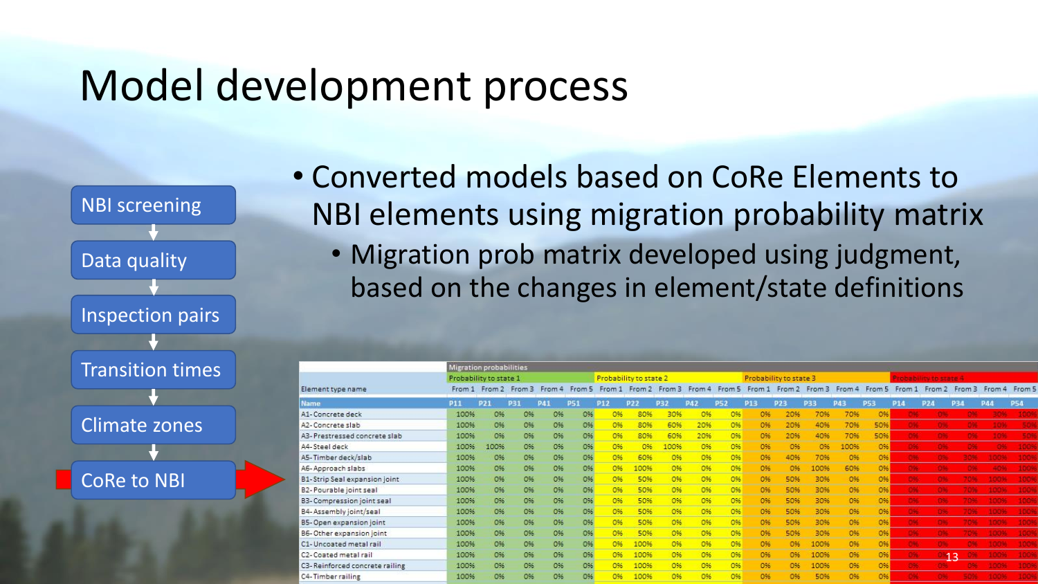# Model development process

- NBI screening
- Data quality
- Inspection pairs
- Transition times
- Climate zones
- CoRe to NBI

- Converted models based on CoRe Elements to NBI elements using migration probability matrix
  - Migration prob matrix developed using judgment, based on the changes in element/state definitions

| Element type name | Migration probabilities | | | | | | | | | | | | | | | | | | | |
|---|---|---|---|---|---|---|---|---|---|---|---|---|---|---|---|---|---|---|---|---|
| | Probability to state 1 | | | | | Probability to state 2 | | | | | Probability to state 3 | | | | | Probability to state 4 | | | | |
| | From 1 | From 2 | From 3 | From 4 | From 5 | From 1 | From 2 | From 3 | From 4 | From 5 | From 1 | From 2 | From 3 | From 4 | From 5 | From 1 | From 2 | From 3 | From 4 | From 5 |
| Name | P11 | P21 | P31 | P41 | P51 | P12 | P22 | P32 | P42 | P52 | P13 | P23 | P33 | P43 | P53 | P14 | P24 | P34 | P44 | P54 |
| A1- Concrete deck | 100% | 0% | 0% | 0% | 0% | 0% | 80% | 30% | 0% | 0% | 0% | 20% | 70% | 70% | 0% | 0% | 0% | 0% | 30% | 100% |
| A2- Concrete slab | 100% | 0% | 0% | 0% | 0% | 0% | 80% | 60% | 20% | 0% | 0% | 20% | 40% | 70% | 50% | 0% | 0% | 0% | 10% | 50% |
| A3- Prestressed concrete slab | 100% | 0% | 0% | 0% | 0% | 0% | 80% | 60% | 20% | 0% | 0% | 20% | 40% | 70% | 50% | 0% | 0% | 0% | 10% | 50% |
| A4- Steel deck | 100% | 100% | 0% | 0% | 0% | 0% | 0% | 100% | 0% | 0% | 0% | 0% | 0% | 100% | 0% | 0% | 0% | 0% | 0% | 100% |
| A5- Timber deck/slab | 100% | 0% | 0% | 0% | 0% | 0% | 60% | 0% | 0% | 0% | 0% | 40% | 70% | 0% | 0% | 0% | 0% | 30% | 100% | 100% |
| A6- Approach slabs | 100% | 0% | 0% | 0% | 0% | 0% | 100% | 0% | 0% | 0% | 0% | 0% | 100% | 60% | 0% | 0% | 0% | 0% | 40% | 100% |
| B1- Strip Seal expansion joint | 100% | 0% | 0% | 0% | 0% | 0% | 50% | 0% | 0% | 0% | 0% | 50% | 30% | 0% | 0% | 0% | 0% | 70% | 100% | 100% |
| B2- Pourable joint seal | 100% | 0% | 0% | 0% | 0% | 0% | 50% | 0% | 0% | 0% | 0% | 50% | 30% | 0% | 0% | 0% | 0% | 70% | 100% | 100% |
| B3- Compression joint seal | 100% | 0% | 0% | 0% | 0% | 0% | 50% | 0% | 0% | 0% | 0% | 50% | 30% | 0% | 0% | 0% | 0% | 70% | 100% | 100% |
| B4- Assembly joint/seal | 100% | 0% | 0% | 0% | 0% | 0% | 50% | 0% | 0% | 0% | 0% | 50% | 30% | 0% | 0% | 0% | 0% | 70% | 100% | 100% |
| B5- Open expansion joint | 100% | 0% | 0% | 0% | 0% | 0% | 50% | 0% | 0% | 0% | 0% | 50% | 30% | 0% | 0% | 0% | 0% | 70% | 100% | 100% |
| B6- Other expansion joint | 100% | 0% | 0% | 0% | 0% | 0% | 50% | 0% | 0% | 0% | 0% | 50% | 30% | 0% | 0% | 0% | 0% | 70% | 100% | 100% |
| C1- Uncoated metal rail | 100% | 0% | 0% | 0% | 0% | 0% | 100% | 0% | 0% | 0% | 0% | 0% | 100% | 0% | 0% | 0% | 0% | 0% | 100% | 100% |
| C2- Coated metal rail | 100% | 0% | 0% | 0% | 0% | 0% | 100% | 0% | 0% | 0% | 0% | 0% | 100% | 0% | 0% | 0% | 0% | 0% | 100% | 100% |
| C3- Reinforced concrete railing | 100% | 0% | 0% | 0% | 0% | 0% | 100% | 0% | 0% | 0% | 0% | 0% | 100% | 0% | 0% | 0% | 0% | 0% | 100% | 100% |
| C4- Timber railing | 100% | 0% | 0% | 0% | 0% | 0% | 100% | 0% | 0% | 0% | 0% | 0% | 50% | 0% | 0% | 0% | 0% | 50% | 100% | 100% |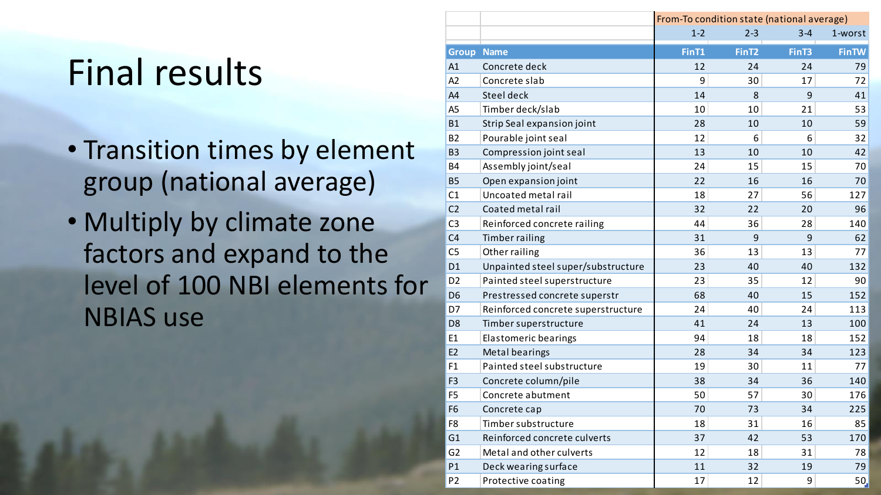# Final results

- Transition times by element group (national average)
- Multiply by climate zone factors and expand to the level of 100 NBI elements for NBIAS use

| | | From-To condition state (national average) | | | |
|---|---|---|---|---|---|
| | | 1-2 | 2-3 | 3-4 | 1-worst |
| **Group** | **Name** | **FinT1** | **FinT2** | **FinT3** | **FinTW** |
| A1 | Concrete deck | 12 | 24 | 24 | 79 |
| A2 | Concrete slab | 9 | 30 | 17 | 72 |
| A4 | Steel deck | 14 | 8 | 9 | 41 |
| A5 | Timber deck/slab | 10 | 10 | 21 | 53 |
| B1 | Strip Seal expansion joint | 28 | 10 | 10 | 59 |
| B2 | Pourable joint seal | 12 | 6 | 6 | 32 |
| B3 | Compression joint seal | 13 | 10 | 10 | 42 |
| B4 | Assembly joint/seal | 24 | 15 | 15 | 70 |
| B5 | Open expansion joint | 22 | 16 | 16 | 70 |
| C1 | Uncoated metal rail | 18 | 27 | 56 | 127 |
| C2 | Coated metal rail | 32 | 22 | 20 | 96 |
| C3 | Reinforced concrete railing | 44 | 36 | 28 | 140 |
| C4 | Timber railing | 31 | 9 | 9 | 62 |
| C5 | Other railing | 36 | 13 | 13 | 77 |
| D1 | Unpainted steel super/substructure | 23 | 40 | 40 | 132 |
| D2 | Painted steel superstructure | 23 | 35 | 12 | 90 |
| D6 | Prestressed concrete superstr | 68 | 40 | 15 | 152 |
| D7 | Reinforced concrete superstructure | 24 | 40 | 24 | 113 |
| D8 | Timber superstructure | 41 | 24 | 13 | 100 |
| E1 | Elastomeric bearings | 94 | 18 | 18 | 152 |
| E2 | Metal bearings | 28 | 34 | 34 | 123 |
| F1 | Painted steel substructure | 19 | 30 | 11 | 77 |
| F3 | Concrete column/pile | 38 | 34 | 36 | 140 |
| F5 | Concrete abutment | 50 | 57 | 30 | 176 |
| F6 | Concrete cap | 70 | 73 | 34 | 225 |
| F8 | Timber substructure | 18 | 31 | 16 | 85 |
| G1 | Reinforced concrete culverts | 37 | 42 | 53 | 170 |
| G2 | Metal and other culverts | 12 | 18 | 31 | 78 |
| P1 | Deck wearing surface | 11 | 32 | 19 | 79 |
| P2 | Protective coating | 17 | 12 | 9 | 50 |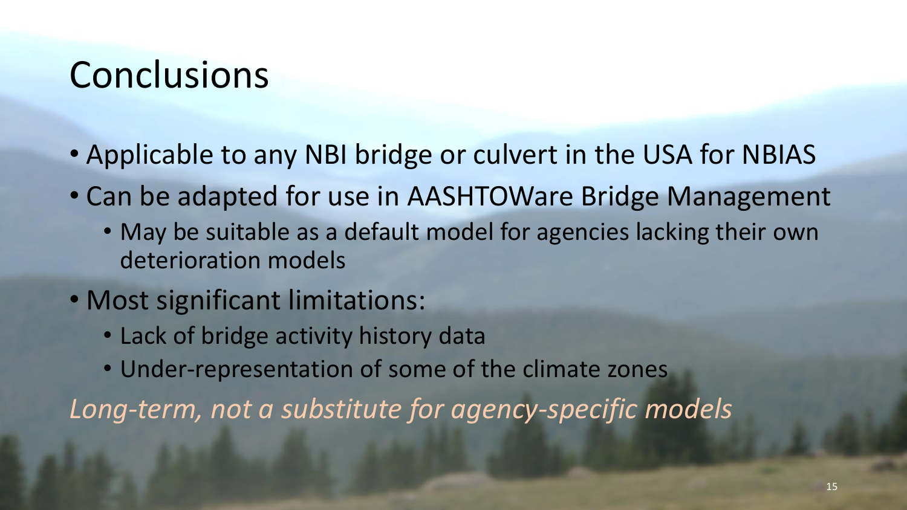# Conclusions

- Applicable to any NBI bridge or culvert in the USA for NBIAS
- Can be adapted for use in AASHTOWare Bridge Management
  - May be suitable as a default model for agencies lacking their own deterioration models
- Most significant limitations:
  - Lack of bridge activity history data
  - Under-representation of some of the climate zones

*Long-term, not a substitute for agency-specific models*